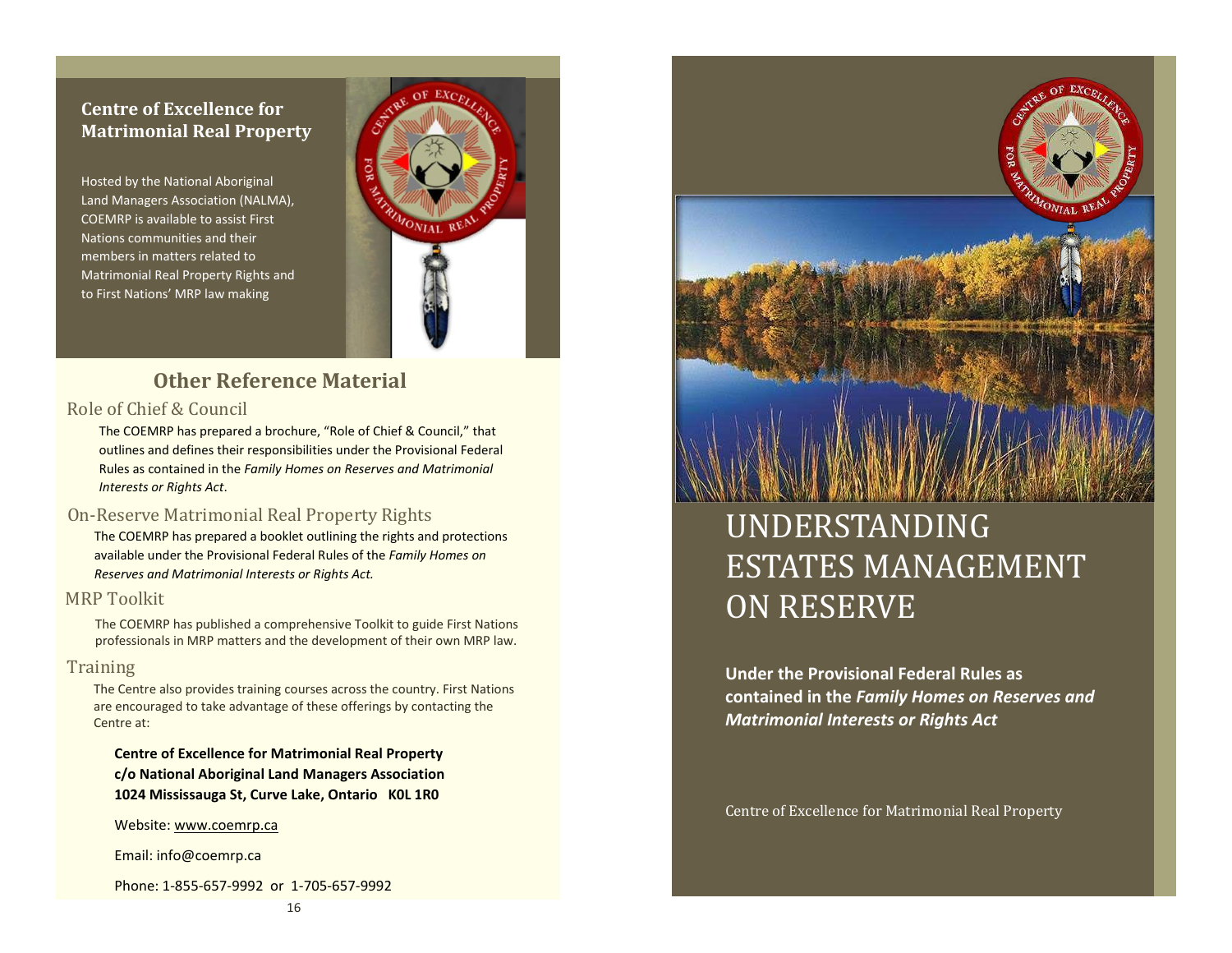## Centre of Excellence for Matrimonial Real Property

Hosted by the National Aboriginal Land Managers Association (NALMA), COEMRP is available to assist First Nations communities and their members in matters related to Matrimonial Real Property Rights and to First Nations' MRP law making

## Other Reference Material

### Role of Chief & Council

The COEMRP has prepared a brochure, "Role of Chief & Council," that outlines and defines their responsibilities under the Provisional Federal Rules as contained in the *Family Homes on Reserves and Matrimonial Interests or Rights Act*.

### On-Reserve Matrimonial Real Property Rights

The COEMRP has prepared a booklet outlining the rights and protections available under the Provisional Federal Rules of the *Family Homes on Reserves and Matrimonial Interests or Rights Act.*

### MRP Toolkit

The COEMRP has published a comprehensive Toolkit to guide First Nations professionals in MRP matters and the development of their own MRP law.

### Training

The Centre also provides training courses across the country. First Nations are encouraged to take advantage of these offerings by contacting the Centre at:

**Centre of Excellence for Matrimonial Real Property**
**c/o National Aboriginal Land Managers Association**
**1024 Mississauga St, Curve Lake, Ontario K0L 1R0**

Website: www.coemrp.ca

Email: info@coemrp.ca

Phone: 1-855-657-9992 or 1-705-657-9992

# UNDERSTANDING ESTATES MANAGEMENT ON RESERVE

**Under the Provisional Federal Rules as contained in the *Family Homes on Reserves and Matrimonial Interests or Rights Act***

Centre of Excellence for Matrimonial Real Property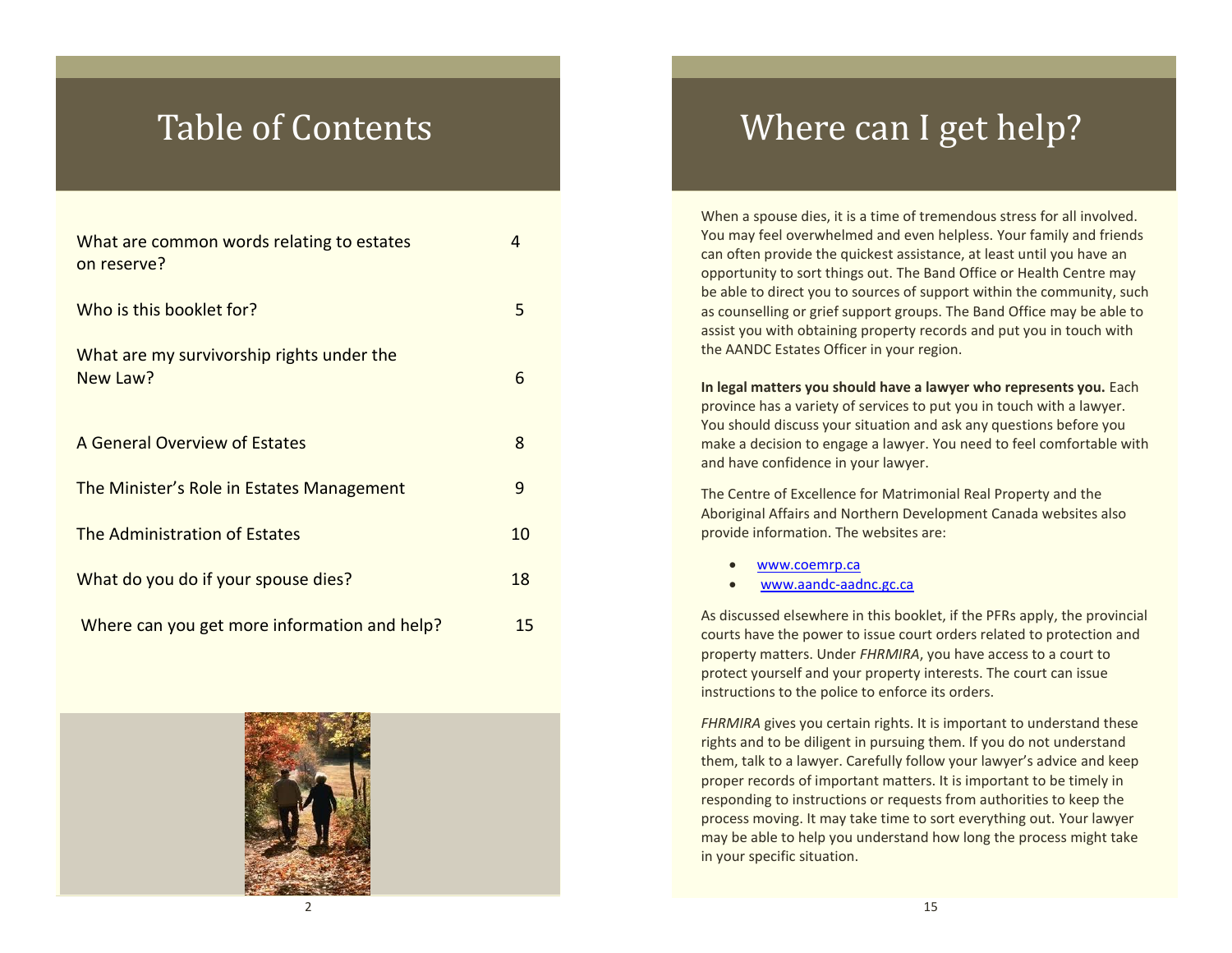# Table of Contents

| | |
|---|---|
| What are common words relating to estates on reserve? | 4 |
| Who is this booklet for? | 5 |
| What are my survivorship rights under the New Law? | 6 |
| A General Overview of Estates | 8 |
| The Minister's Role in Estates Management | 9 |
| The Administration of Estates | 10 |
| What do you do if your spouse dies? | 18 |
| Where can you get more information and help? | 15 |

# Where can I get help?

When a spouse dies, it is a time of tremendous stress for all involved. You may feel overwhelmed and even helpless. Your family and friends can often provide the quickest assistance, at least until you have an opportunity to sort things out. The Band Office or Health Centre may be able to direct you to sources of support within the community, such as counselling or grief support groups. The Band Office may be able to assist you with obtaining property records and put you in touch with the AANDC Estates Officer in your region.

**In legal matters you should have a lawyer who represents you.** Each province has a variety of services to put you in touch with a lawyer. You should discuss your situation and ask any questions before you make a decision to engage a lawyer. You need to feel comfortable with and have confidence in your lawyer.

The Centre of Excellence for Matrimonial Real Property and the Aboriginal Affairs and Northern Development Canada websites also provide information. The websites are:

- www.coemrp.ca
- www.aandc-aadnc.gc.ca

As discussed elsewhere in this booklet, if the PFRs apply, the provincial courts have the power to issue court orders related to protection and property matters. Under *FHRMIRA*, you have access to a court to protect yourself and your property interests. The court can issue instructions to the police to enforce its orders.

*FHRMIRA* gives you certain rights. It is important to understand these rights and to be diligent in pursuing them. If you do not understand them, talk to a lawyer. Carefully follow your lawyer's advice and keep proper records of important matters. It is important to be timely in responding to instructions or requests from authorities to keep the process moving. It may take time to sort everything out. Your lawyer may be able to help you understand how long the process might take in your specific situation.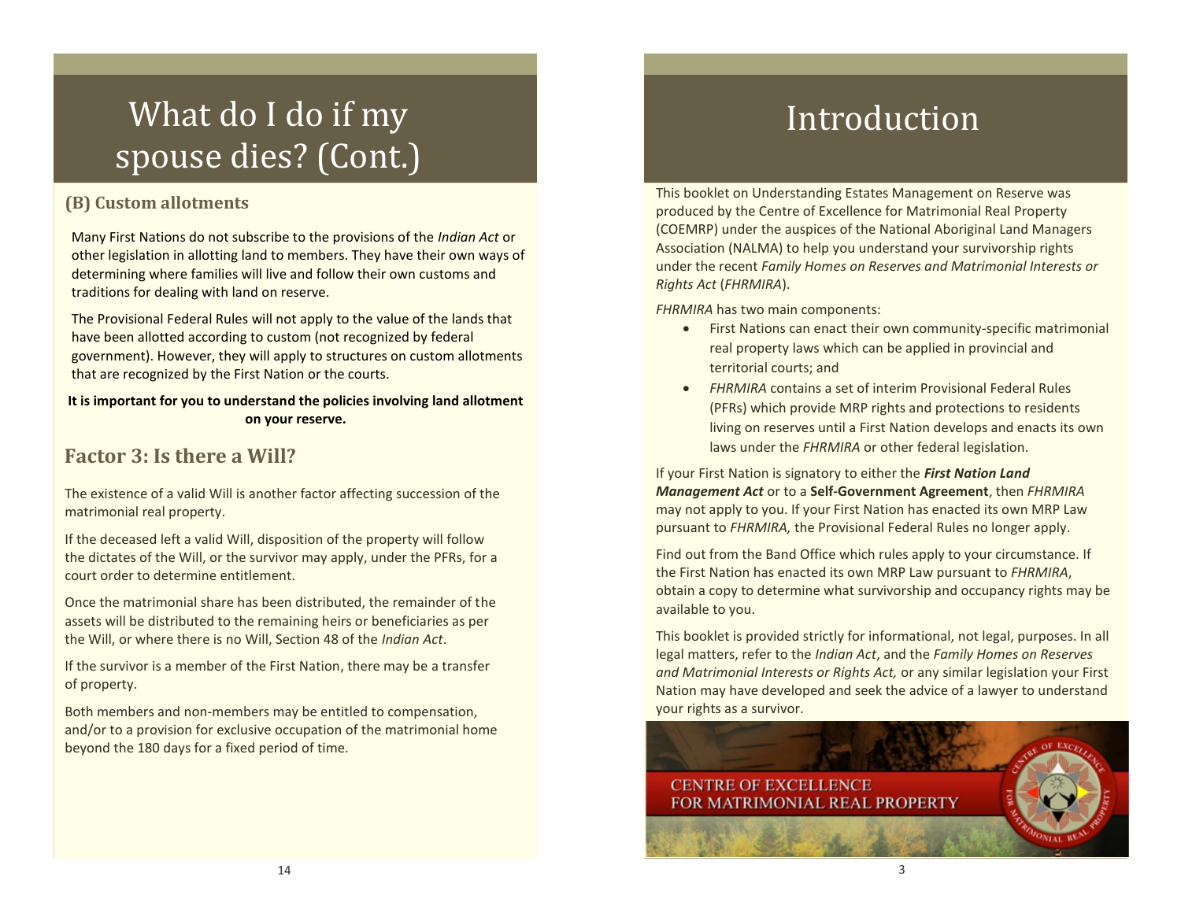# What do I do if my spouse dies? (Cont.)

### (B) Custom allotments

Many First Nations do not subscribe to the provisions of the *Indian Act* or other legislation in allotting land to members. They have their own ways of determining where families will live and follow their own customs and traditions for dealing with land on reserve.

The Provisional Federal Rules will not apply to the value of the lands that have been allotted according to custom (not recognized by federal government). However, they will apply to structures on custom allotments that are recognized by the First Nation or the courts.

**It is important for you to understand the policies involving land allotment on your reserve.**

## Factor 3: Is there a Will?

The existence of a valid Will is another factor affecting succession of the matrimonial real property.

If the deceased left a valid Will, disposition of the property will follow the dictates of the Will, or the survivor may apply, under the PFRs, for a court order to determine entitlement.

Once the matrimonial share has been distributed, the remainder of the assets will be distributed to the remaining heirs or beneficiaries as per the Will, or where there is no Will, Section 48 of the *Indian Act*.

If the survivor is a member of the First Nation, there may be a transfer of property.

Both members and non-members may be entitled to compensation, and/or to a provision for exclusive occupation of the matrimonial home beyond the 180 days for a fixed period of time.

# Introduction

This booklet on Understanding Estates Management on Reserve was produced by the Centre of Excellence for Matrimonial Real Property (COEMRP) under the auspices of the National Aboriginal Land Managers Association (NALMA) to help you understand your survivorship rights under the recent *Family Homes on Reserves and Matrimonial Interests or Rights Act* (*FHRMIRA*).

*FHRMIRA* has two main components:

- First Nations can enact their own community-specific matrimonial real property laws which can be applied in provincial and territorial courts; and
- *FHRMIRA* contains a set of interim Provisional Federal Rules (PFRs) which provide MRP rights and protections to residents living on reserves until a First Nation develops and enacts its own laws under the *FHRMIRA* or other federal legislation.

If your First Nation is signatory to either the ***First Nation Land Management Act*** or to a **Self-Government Agreement**, then *FHRMIRA* may not apply to you. If your First Nation has enacted its own MRP Law pursuant to *FHRMIRA,* the Provisional Federal Rules no longer apply.

Find out from the Band Office which rules apply to your circumstance. If the First Nation has enacted its own MRP Law pursuant to *FHRMIRA*, obtain a copy to determine what survivorship and occupancy rights may be available to you.

This booklet is provided strictly for informational, not legal, purposes. In all legal matters, refer to the *Indian Act*, and the *Family Homes on Reserves and Matrimonial Interests or Rights Act,* or any similar legislation your First Nation may have developed and seek the advice of a lawyer to understand your rights as a survivor.

CENTRE OF EXCELLENCE FOR MATRIMONIAL REAL PROPERTY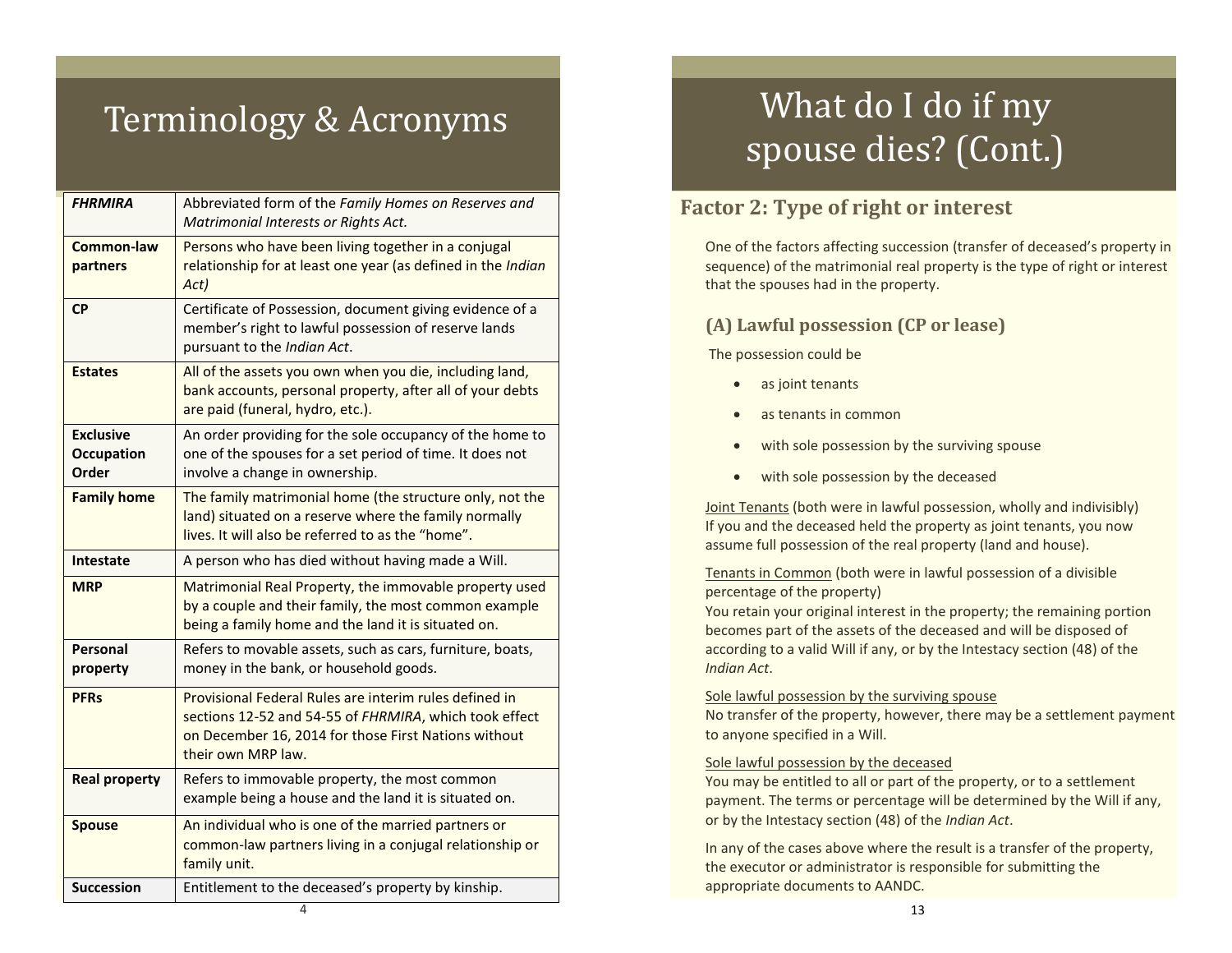# Terminology & Acronyms

| | |
|---|---|
| ***FHRMIRA*** | Abbreviated form of the *Family Homes on Reserves and Matrimonial Interests or Rights Act.* |
| **Common-law partners** | Persons who have been living together in a conjugal relationship for at least one year (as defined in the *Indian Act)* |
| **CP** | Certificate of Possession, document giving evidence of a member's right to lawful possession of reserve lands pursuant to the *Indian Act*. |
| **Estates** | All of the assets you own when you die, including land, bank accounts, personal property, after all of your debts are paid (funeral, hydro, etc.). |
| **Exclusive Occupation Order** | An order providing for the sole occupancy of the home to one of the spouses for a set period of time. It does not involve a change in ownership. |
| **Family home** | The family matrimonial home (the structure only, not the land) situated on a reserve where the family normally lives. It will also be referred to as the "home". |
| **Intestate** | A person who has died without having made a Will. |
| **MRP** | Matrimonial Real Property, the immovable property used by a couple and their family, the most common example being a family home and the land it is situated on. |
| **Personal property** | Refers to movable assets, such as cars, furniture, boats, money in the bank, or household goods. |
| **PFRs** | Provisional Federal Rules are interim rules defined in sections 12-52 and 54-55 of *FHRMIRA*, which took effect on December 16, 2014 for those First Nations without their own MRP law. |
| **Real property** | Refers to immovable property, the most common example being a house and the land it is situated on. |
| **Spouse** | An individual who is one of the married partners or common-law partners living in a conjugal relationship or family unit. |
| **Succession** | Entitlement to the deceased's property by kinship. |

# What do I do if my spouse dies? (Cont.)

## Factor 2: Type of right or interest

One of the factors affecting succession (transfer of deceased's property in sequence) of the matrimonial real property is the type of right or interest that the spouses had in the property.

### (A) Lawful possession (CP or lease)

The possession could be

- as joint tenants
- as tenants in common
- with sole possession by the surviving spouse
- with sole possession by the deceased

Joint Tenants (both were in lawful possession, wholly and indivisibly)
If you and the deceased held the property as joint tenants, you now assume full possession of the real property (land and house).

Tenants in Common (both were in lawful possession of a divisible percentage of the property)
You retain your original interest in the property; the remaining portion becomes part of the assets of the deceased and will be disposed of according to a valid Will if any, or by the Intestacy section (48) of the *Indian Act*.

Sole lawful possession by the surviving spouse
No transfer of the property, however, there may be a settlement payment to anyone specified in a Will.

Sole lawful possession by the deceased
You may be entitled to all or part of the property, or to a settlement payment. The terms or percentage will be determined by the Will if any, or by the Intestacy section (48) of the *Indian Act*.

In any of the cases above where the result is a transfer of the property, the executor or administrator is responsible for submitting the appropriate documents to AANDC.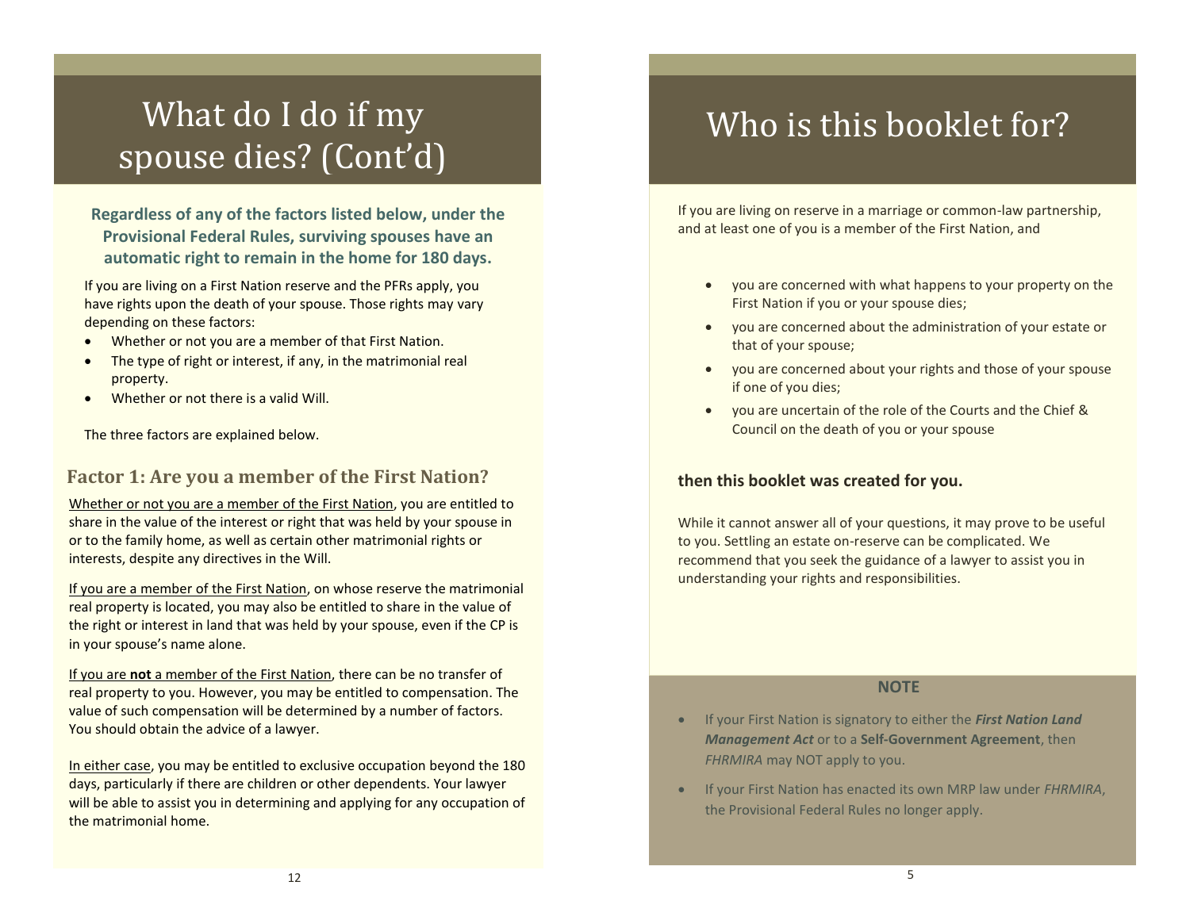# What do I do if my spouse dies? (Cont'd)

**Regardless of any of the factors listed below, under the Provisional Federal Rules, surviving spouses have an automatic right to remain in the home for 180 days.**

If you are living on a First Nation reserve and the PFRs apply, you have rights upon the death of your spouse. Those rights may vary depending on these factors:

- Whether or not you are a member of that First Nation.
- The type of right or interest, if any, in the matrimonial real property.
- Whether or not there is a valid Will.

The three factors are explained below.

## Factor 1: Are you a member of the First Nation?

<u>Whether or not you are a member of the First Nation</u>, you are entitled to share in the value of the interest or right that was held by your spouse in or to the family home, as well as certain other matrimonial rights or interests, despite any directives in the Will.

<u>If you are a member of the First Nation</u>, on whose reserve the matrimonial real property is located, you may also be entitled to share in the value of the right or interest in land that was held by your spouse, even if the CP is in your spouse's name alone.

<u>If you are **not** a member of the First Nation</u>, there can be no transfer of real property to you. However, you may be entitled to compensation. The value of such compensation will be determined by a number of factors. You should obtain the advice of a lawyer.

<u>In either case</u>, you may be entitled to exclusive occupation beyond the 180 days, particularly if there are children or other dependents. Your lawyer will be able to assist you in determining and applying for any occupation of the matrimonial home.

# Who is this booklet for?

If you are living on reserve in a marriage or common-law partnership, and at least one of you is a member of the First Nation, and

- you are concerned with what happens to your property on the First Nation if you or your spouse dies;
- you are concerned about the administration of your estate or that of your spouse;
- you are concerned about your rights and those of your spouse if one of you dies;
- you are uncertain of the role of the Courts and the Chief & Council on the death of you or your spouse

**then this booklet was created for you.**

While it cannot answer all of your questions, it may prove to be useful to you. Settling an estate on-reserve can be complicated. We recommend that you seek the guidance of a lawyer to assist you in understanding your rights and responsibilities.

**NOTE**

- If your First Nation is signatory to either the ***First Nation Land Management Act*** or to a **Self-Government Agreement**, then *FHRMIRA* may NOT apply to you.
- If your First Nation has enacted its own MRP law under *FHRMIRA*, the Provisional Federal Rules no longer apply.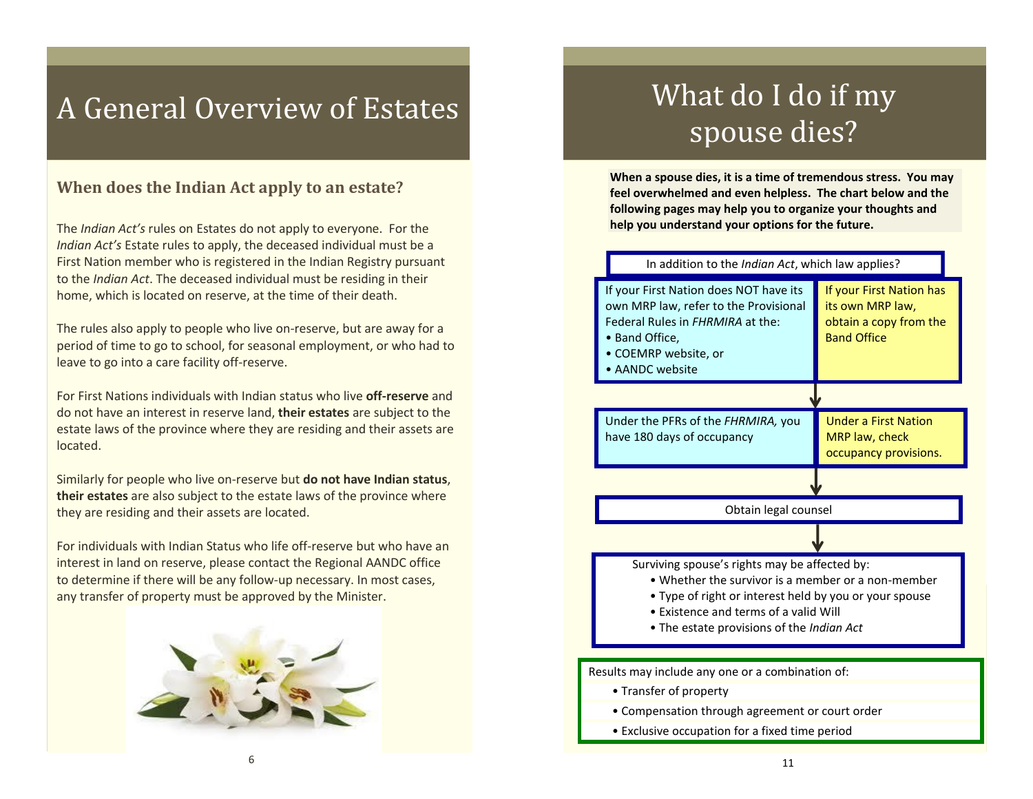# A General Overview of Estates

## When does the Indian Act apply to an estate?

The *Indian Act's* rules on Estates do not apply to everyone. For the *Indian Act's* Estate rules to apply, the deceased individual must be a First Nation member who is registered in the Indian Registry pursuant to the *Indian Act*. The deceased individual must be residing in their home, which is located on reserve, at the time of their death.

The rules also apply to people who live on-reserve, but are away for a period of time to go to school, for seasonal employment, or who had to leave to go into a care facility off-reserve.

For First Nations individuals with Indian status who live **off-reserve** and do not have an interest in reserve land, **their estates** are subject to the estate laws of the province where they are residing and their assets are located.

Similarly for people who live on-reserve but **do not have Indian status**, **their estates** are also subject to the estate laws of the province where they are residing and their assets are located.

For individuals with Indian Status who life off-reserve but who have an interest in land on reserve, please contact the Regional AANDC office to determine if there will be any follow-up necessary. In most cases, any transfer of property must be approved by the Minister.

# What do I do if my spouse dies?

**When a spouse dies, it is a time of tremendous stress. You may feel overwhelmed and even helpless. The chart below and the following pages may help you to organize your thoughts and help you understand your options for the future.**

In addition to the *Indian Act*, which law applies?

| If your First Nation does NOT have its own MRP law | If your First Nation has its own MRP law |
|---|---|
| If your First Nation does NOT have its own MRP law, refer to the Provisional Federal Rules in *FHRMIRA* at the:<br>• Band Office,<br>• COEMRP website, or<br>• AANDC website | If your First Nation has its own MRP law, obtain a copy from the Band Office |
| Under the PFRs of the *FHRMIRA,* you have 180 days of occupancy | Under a First Nation MRP law, check occupancy provisions. |

↓

Obtain legal counsel

↓

Surviving spouse's rights may be affected by:

- Whether the survivor is a member or a non-member
- Type of right or interest held by you or your spouse
- Existence and terms of a valid Will
- The estate provisions of the *Indian Act*

Results may include any one or a combination of:

- Transfer of property
- Compensation through agreement or court order
- Exclusive occupation for a fixed time period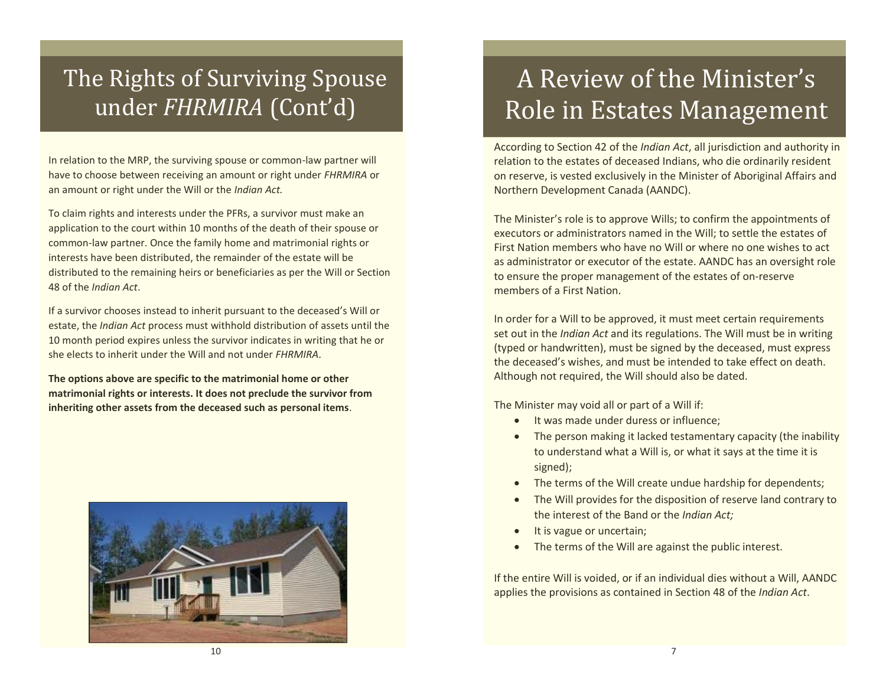# The Rights of Surviving Spouse under *FHRMIRA* (Cont'd)

In relation to the MRP, the surviving spouse or common-law partner will have to choose between receiving an amount or right under *FHRMIRA* or an amount or right under the Will or the *Indian Act.*

To claim rights and interests under the PFRs, a survivor must make an application to the court within 10 months of the death of their spouse or common-law partner. Once the family home and matrimonial rights or interests have been distributed, the remainder of the estate will be distributed to the remaining heirs or beneficiaries as per the Will or Section 48 of the *Indian Act*.

If a survivor chooses instead to inherit pursuant to the deceased's Will or estate, the *Indian Act* process must withhold distribution of assets until the 10 month period expires unless the survivor indicates in writing that he or she elects to inherit under the Will and not under *FHRMIRA*.

**The options above are specific to the matrimonial home or other matrimonial rights or interests. It does not preclude the survivor from inheriting other assets from the deceased such as personal items**.

# A Review of the Minister's Role in Estates Management

According to Section 42 of the *Indian Act*, all jurisdiction and authority in relation to the estates of deceased Indians, who die ordinarily resident on reserve, is vested exclusively in the Minister of Aboriginal Affairs and Northern Development Canada (AANDC).

The Minister's role is to approve Wills; to confirm the appointments of executors or administrators named in the Will; to settle the estates of First Nation members who have no Will or where no one wishes to act as administrator or executor of the estate. AANDC has an oversight role to ensure the proper management of the estates of on-reserve members of a First Nation.

In order for a Will to be approved, it must meet certain requirements set out in the *Indian Act* and its regulations. The Will must be in writing (typed or handwritten), must be signed by the deceased, must express the deceased's wishes, and must be intended to take effect on death. Although not required, the Will should also be dated.

The Minister may void all or part of a Will if:

- It was made under duress or influence;
- The person making it lacked testamentary capacity (the inability to understand what a Will is, or what it says at the time it is signed);
- The terms of the Will create undue hardship for dependents;
- The Will provides for the disposition of reserve land contrary to the interest of the Band or the *Indian Act;*
- It is vague or uncertain;
- The terms of the Will are against the public interest.

If the entire Will is voided, or if an individual dies without a Will, AANDC applies the provisions as contained in Section 48 of the *Indian Act*.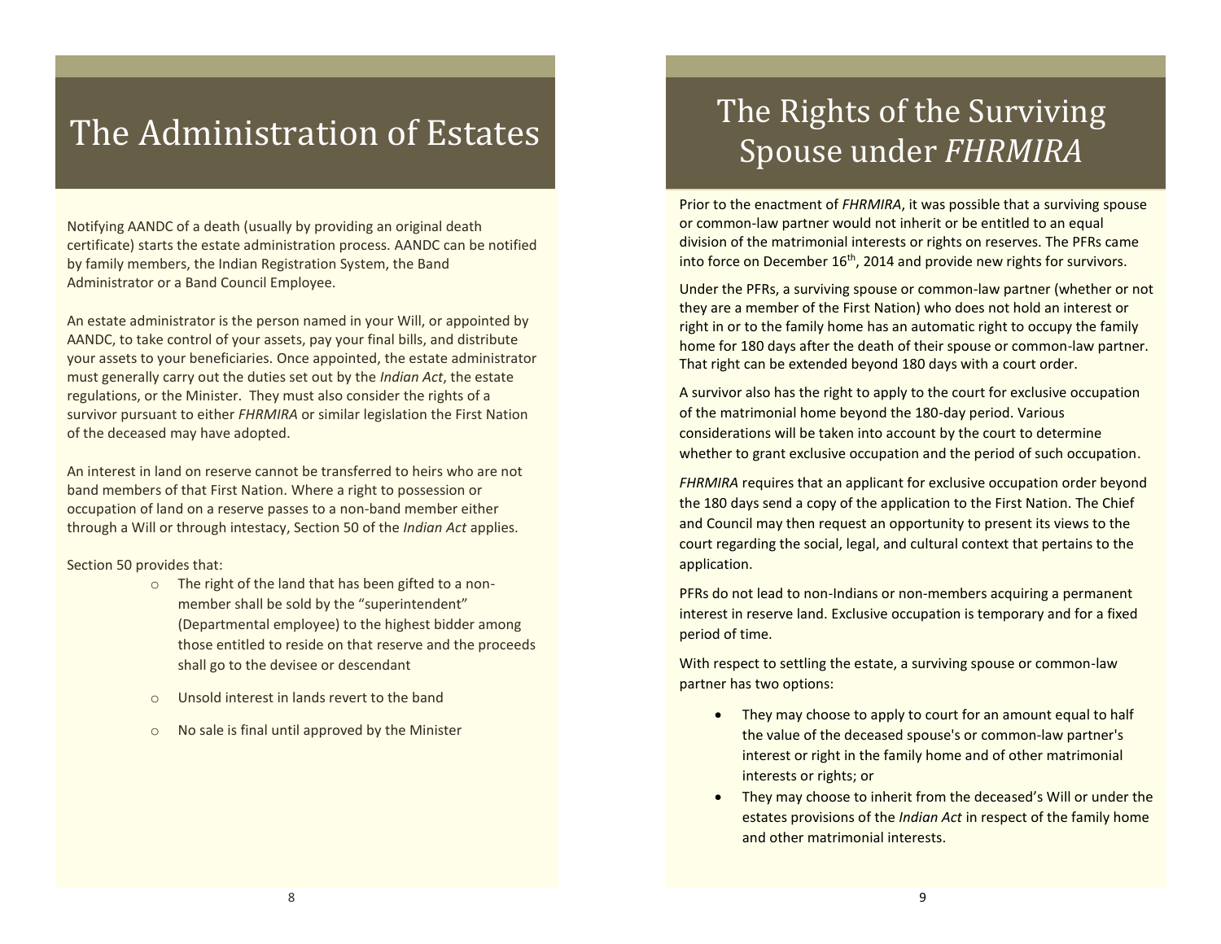# The Administration of Estates

Notifying AANDC of a death (usually by providing an original death certificate) starts the estate administration process. AANDC can be notified by family members, the Indian Registration System, the Band Administrator or a Band Council Employee.

An estate administrator is the person named in your Will, or appointed by AANDC, to take control of your assets, pay your final bills, and distribute your assets to your beneficiaries. Once appointed, the estate administrator must generally carry out the duties set out by the *Indian Act*, the estate regulations, or the Minister. They must also consider the rights of a survivor pursuant to either *FHRMIRA* or similar legislation the First Nation of the deceased may have adopted.

An interest in land on reserve cannot be transferred to heirs who are not band members of that First Nation. Where a right to possession or occupation of land on a reserve passes to a non-band member either through a Will or through intestacy, Section 50 of the *Indian Act* applies.

Section 50 provides that:

- The right of the land that has been gifted to a non-member shall be sold by the "superintendent" (Departmental employee) to the highest bidder among those entitled to reside on that reserve and the proceeds shall go to the devisee or descendant
- Unsold interest in lands revert to the band
- No sale is final until approved by the Minister

# The Rights of the Surviving Spouse under *FHRMIRA*

Prior to the enactment of *FHRMIRA*, it was possible that a surviving spouse or common-law partner would not inherit or be entitled to an equal division of the matrimonial interests or rights on reserves. The PFRs came into force on December 16th, 2014 and provide new rights for survivors.

Under the PFRs, a surviving spouse or common-law partner (whether or not they are a member of the First Nation) who does not hold an interest or right in or to the family home has an automatic right to occupy the family home for 180 days after the death of their spouse or common-law partner. That right can be extended beyond 180 days with a court order.

A survivor also has the right to apply to the court for exclusive occupation of the matrimonial home beyond the 180-day period. Various considerations will be taken into account by the court to determine whether to grant exclusive occupation and the period of such occupation.

*FHRMIRA* requires that an applicant for exclusive occupation order beyond the 180 days send a copy of the application to the First Nation. The Chief and Council may then request an opportunity to present its views to the court regarding the social, legal, and cultural context that pertains to the application.

PFRs do not lead to non-Indians or non-members acquiring a permanent interest in reserve land. Exclusive occupation is temporary and for a fixed period of time.

With respect to settling the estate, a surviving spouse or common-law partner has two options:

- They may choose to apply to court for an amount equal to half the value of the deceased spouse's or common-law partner's interest or right in the family home and of other matrimonial interests or rights; or
- They may choose to inherit from the deceased's Will or under the estates provisions of the *Indian Act* in respect of the family home and other matrimonial interests.